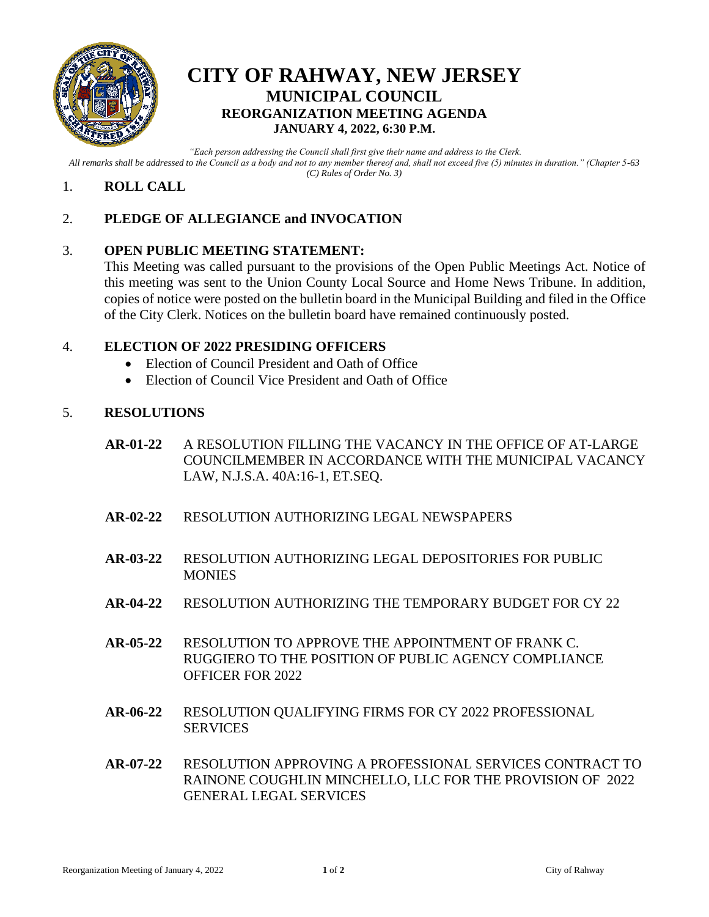# CITY OF RAHWAY, NEW JERSEY

## MUNICIPAL COUNCIL

### REORGANIZATION MEETING AGENDA

**JANUARY 4, 2022, 6:30 P.M.**

*"Each person addressing the Council shall first give their name and address to the Clerk. All remarks shall be addressed to the Council as a body and not to any member thereof and, shall not exceed five (5) minutes in duration." (Chapter 5-63 (C) Rules of Order No. 3)*

1. **ROLL CALL**

2. **PLEDGE OF ALLEGIANCE and INVOCATION**

3. **OPEN PUBLIC MEETING STATEMENT:**

   This Meeting was called pursuant to the provisions of the Open Public Meetings Act. Notice of this meeting was sent to the Union County Local Source and Home News Tribune. In addition, copies of notice were posted on the bulletin board in the Municipal Building and filed in the Office of the City Clerk. Notices on the bulletin board have remained continuously posted.

4. **ELECTION OF 2022 PRESIDING OFFICERS**
   - Election of Council President and Oath of Office
   - Election of Council Vice President and Oath of Office

5. **RESOLUTIONS**

   **AR-01-22** A RESOLUTION FILLING THE VACANCY IN THE OFFICE OF AT-LARGE COUNCILMEMBER IN ACCORDANCE WITH THE MUNICIPAL VACANCY LAW, N.J.S.A. 40A:16-1, ET.SEQ.

   **AR-02-22** RESOLUTION AUTHORIZING LEGAL NEWSPAPERS

   **AR-03-22** RESOLUTION AUTHORIZING LEGAL DEPOSITORIES FOR PUBLIC MONIES

   **AR-04-22** RESOLUTION AUTHORIZING THE TEMPORARY BUDGET FOR CY 22

   **AR-05-22** RESOLUTION TO APPROVE THE APPOINTMENT OF FRANK C. RUGGIERO TO THE POSITION OF PUBLIC AGENCY COMPLIANCE OFFICER FOR 2022

   **AR-06-22** RESOLUTION QUALIFYING FIRMS FOR CY 2022 PROFESSIONAL SERVICES

   **AR-07-22** RESOLUTION APPROVING A PROFESSIONAL SERVICES CONTRACT TO RAINONE COUGHLIN MINCHELLO, LLC FOR THE PROVISION OF 2022 GENERAL LEGAL SERVICES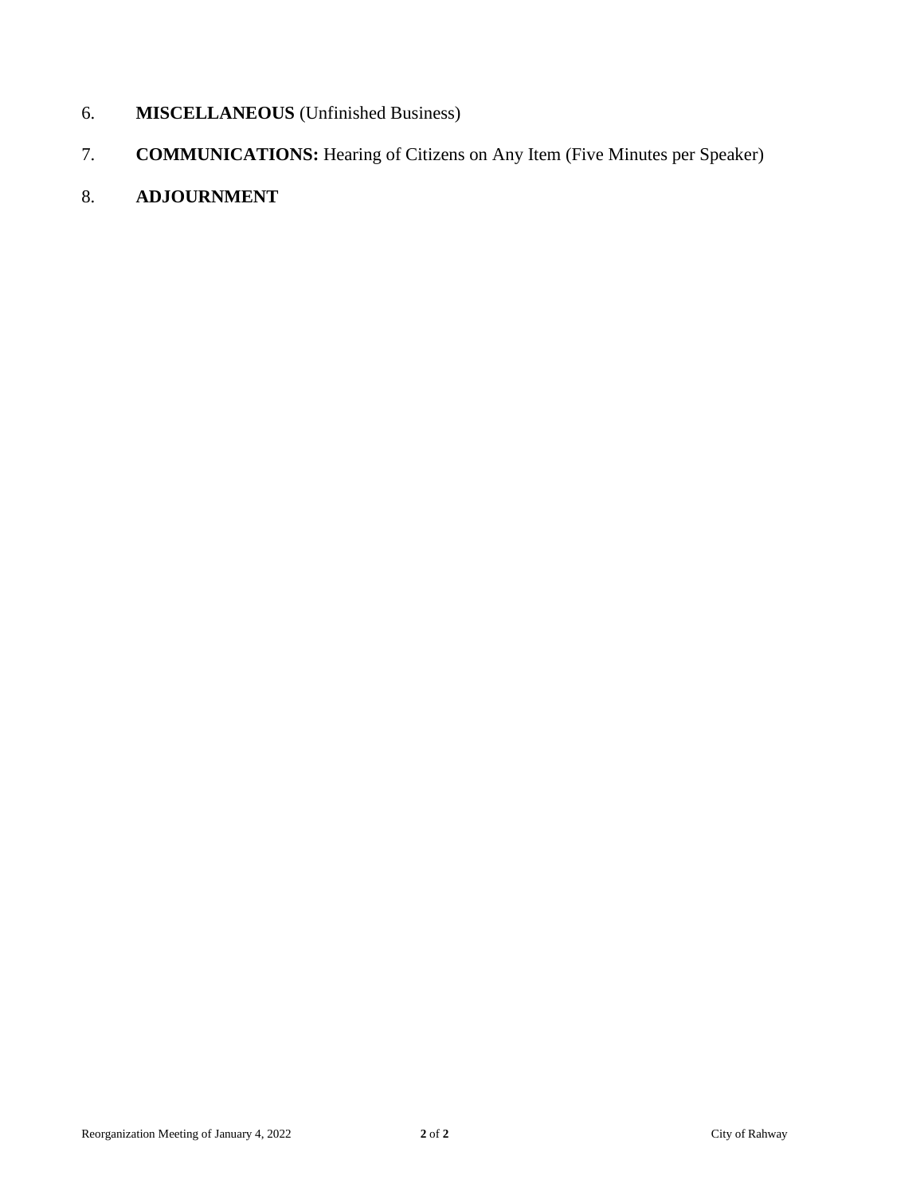6. **MISCELLANEOUS** (Unfinished Business)

7. **COMMUNICATIONS:** Hearing of Citizens on Any Item (Five Minutes per Speaker)

8. **ADJOURNMENT**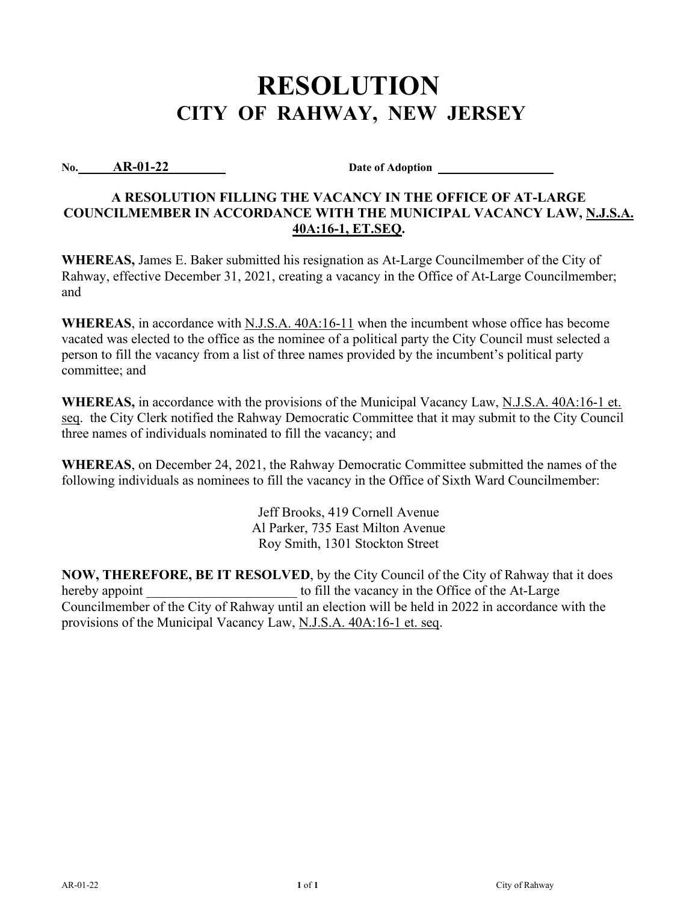# RESOLUTION
## CITY OF RAHWAY, NEW JERSEY

**No. AR-01-22** **Date of Adoption** ____________________

**A RESOLUTION FILLING THE VACANCY IN THE OFFICE OF AT-LARGE COUNCILMEMBER IN ACCORDANCE WITH THE MUNICIPAL VACANCY LAW, N.J.S.A. 40A:16-1, ET.SEQ.**

**WHEREAS,** James E. Baker submitted his resignation as At-Large Councilmember of the City of Rahway, effective December 31, 2021, creating a vacancy in the Office of At-Large Councilmember; and

**WHEREAS**, in accordance with N.J.S.A. 40A:16-11 when the incumbent whose office has become vacated was elected to the office as the nominee of a political party the City Council must selected a person to fill the vacancy from a list of three names provided by the incumbent's political party committee; and

**WHEREAS,** in accordance with the provisions of the Municipal Vacancy Law, N.J.S.A. 40A:16-1 et. seq. the City Clerk notified the Rahway Democratic Committee that it may submit to the City Council three names of individuals nominated to fill the vacancy; and

**WHEREAS**, on December 24, 2021, the Rahway Democratic Committee submitted the names of the following individuals as nominees to fill the vacancy in the Office of Sixth Ward Councilmember:

Jeff Brooks, 419 Cornell Avenue
Al Parker, 735 East Milton Avenue
Roy Smith, 1301 Stockton Street

**NOW, THEREFORE, BE IT RESOLVED**, by the City Council of the City of Rahway that it does hereby appoint ______________________ to fill the vacancy in the Office of the At-Large Councilmember of the City of Rahway until an election will be held in 2022 in accordance with the provisions of the Municipal Vacancy Law, N.J.S.A. 40A:16-1 et. seq.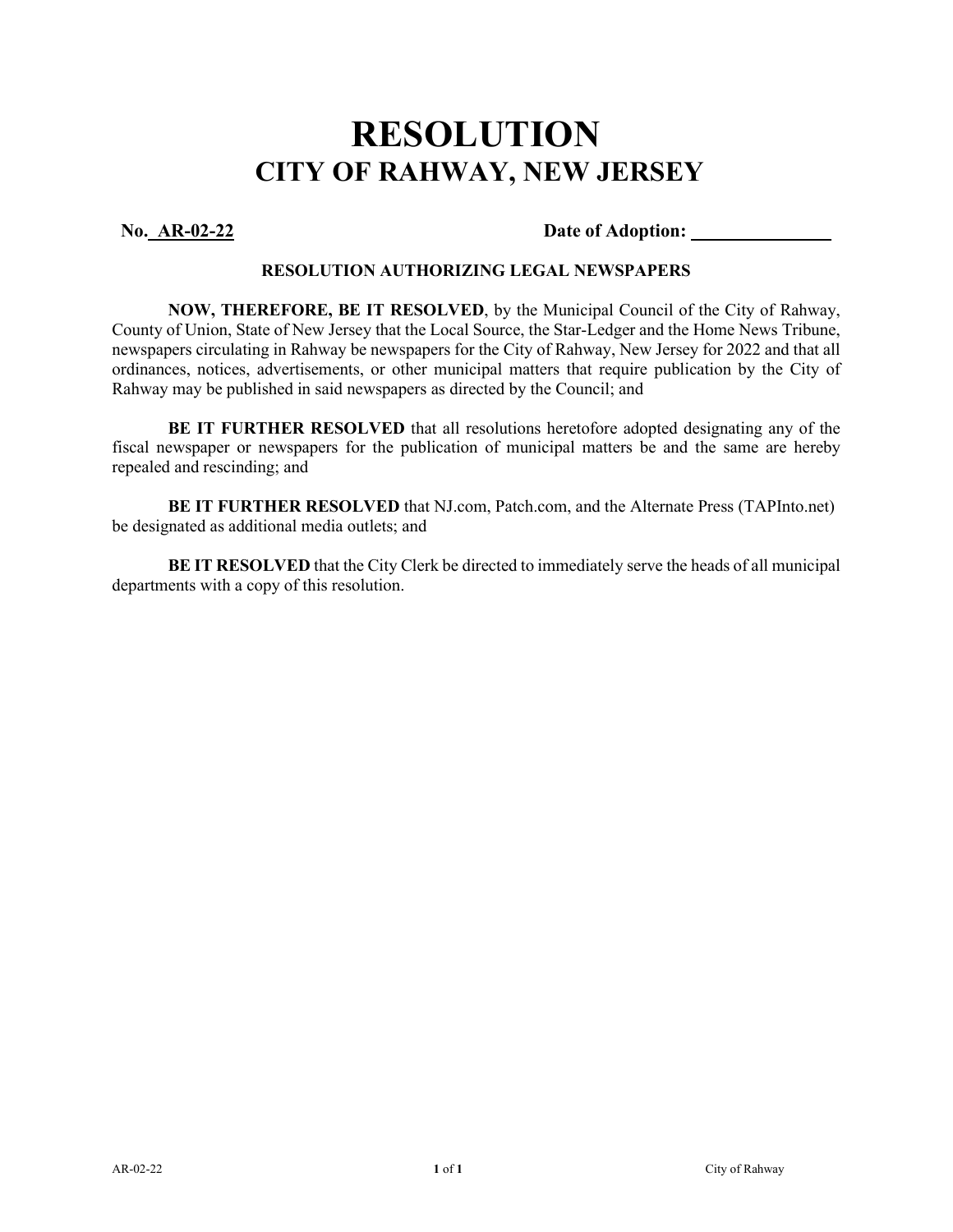# RESOLUTION
## CITY OF RAHWAY, NEW JERSEY

**No. AR-02-22** **Date of Adoption: \_\_\_\_\_\_\_\_\_\_\_\_\_\_\_**

**RESOLUTION AUTHORIZING LEGAL NEWSPAPERS**

**NOW, THEREFORE, BE IT RESOLVED**, by the Municipal Council of the City of Rahway, County of Union, State of New Jersey that the Local Source, the Star-Ledger and the Home News Tribune, newspapers circulating in Rahway be newspapers for the City of Rahway, New Jersey for 2022 and that all ordinances, notices, advertisements, or other municipal matters that require publication by the City of Rahway may be published in said newspapers as directed by the Council; and

**BE IT FURTHER RESOLVED** that all resolutions heretofore adopted designating any of the fiscal newspaper or newspapers for the publication of municipal matters be and the same are hereby repealed and rescinding; and

**BE IT FURTHER RESOLVED** that NJ.com, Patch.com, and the Alternate Press (TAPInto.net) be designated as additional media outlets; and

**BE IT RESOLVED** that the City Clerk be directed to immediately serve the heads of all municipal departments with a copy of this resolution.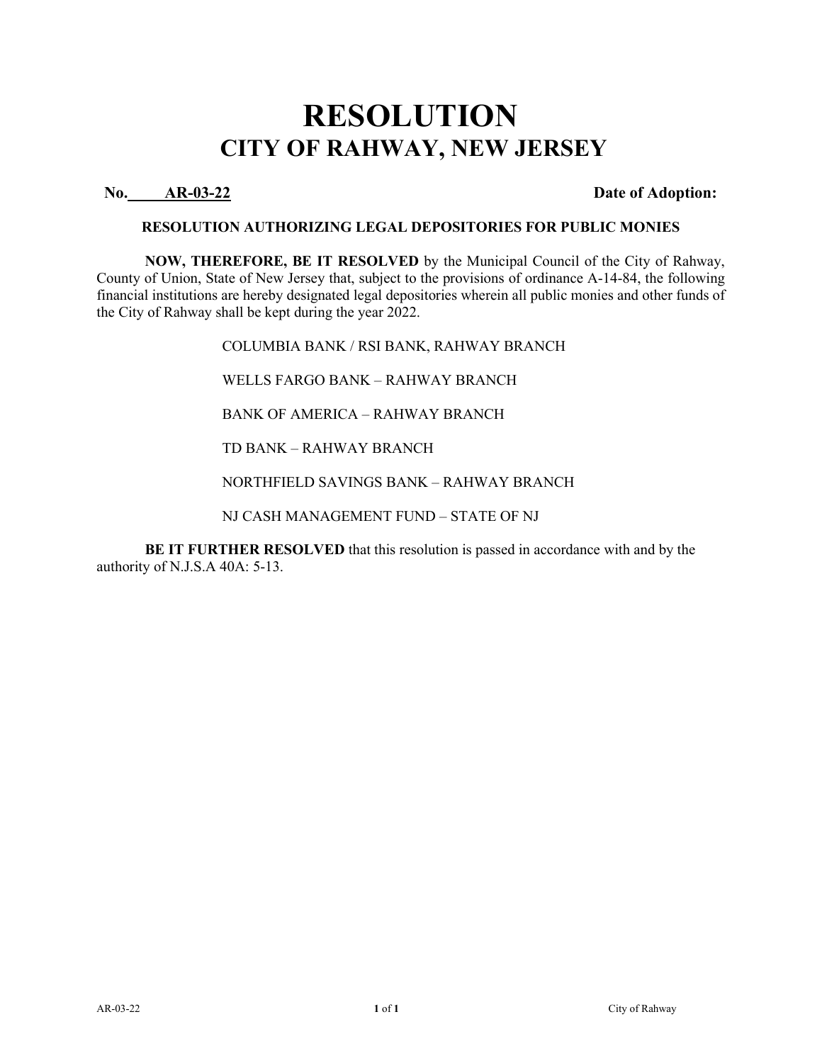# RESOLUTION
## CITY OF RAHWAY, NEW JERSEY

**No. AR-03-22** **Date of Adoption:**

**RESOLUTION AUTHORIZING LEGAL DEPOSITORIES FOR PUBLIC MONIES**

**NOW, THEREFORE, BE IT RESOLVED** by the Municipal Council of the City of Rahway, County of Union, State of New Jersey that, subject to the provisions of ordinance A-14-84, the following financial institutions are hereby designated legal depositories wherein all public monies and other funds of the City of Rahway shall be kept during the year 2022.

COLUMBIA BANK / RSI BANK, RAHWAY BRANCH

WELLS FARGO BANK – RAHWAY BRANCH

BANK OF AMERICA – RAHWAY BRANCH

TD BANK – RAHWAY BRANCH

NORTHFIELD SAVINGS BANK – RAHWAY BRANCH

NJ CASH MANAGEMENT FUND – STATE OF NJ

**BE IT FURTHER RESOLVED** that this resolution is passed in accordance with and by the authority of N.J.S.A 40A: 5-13.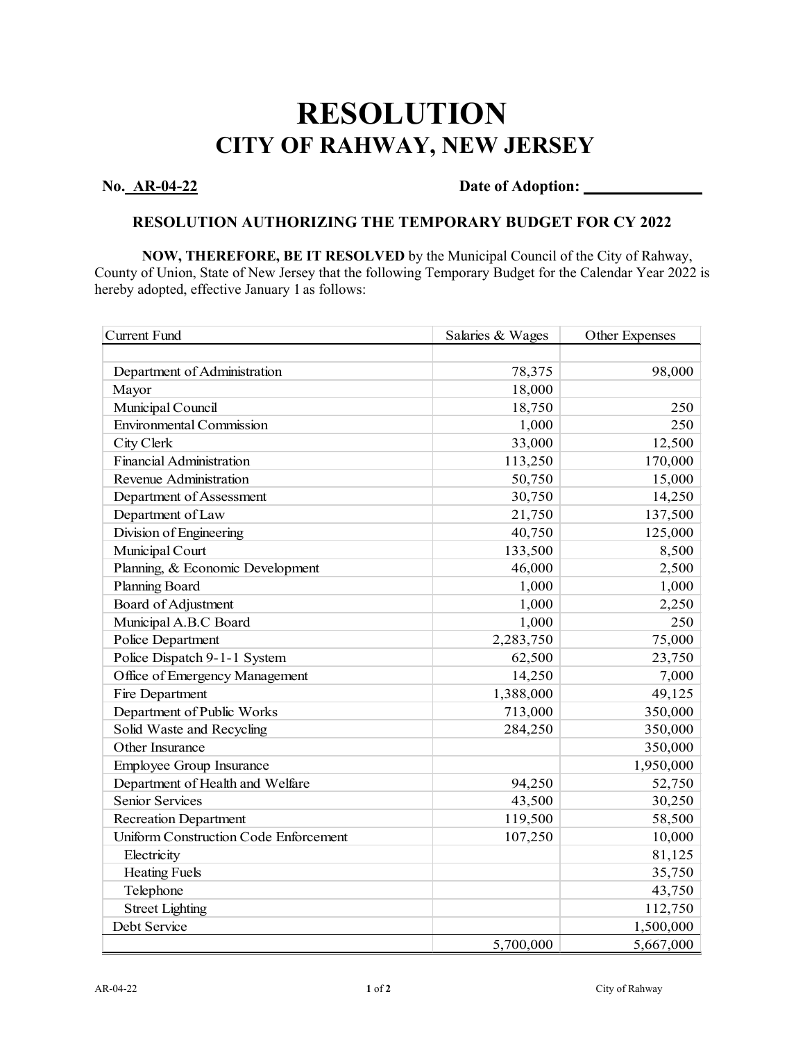# RESOLUTION
## CITY OF RAHWAY, NEW JERSEY

**No. AR-04-22** **Date of Adoption: ______________**

### RESOLUTION AUTHORIZING THE TEMPORARY BUDGET FOR CY 2022

**NOW, THEREFORE, BE IT RESOLVED** by the Municipal Council of the City of Rahway, County of Union, State of New Jersey that the following Temporary Budget for the Calendar Year 2022 is hereby adopted, effective January 1 as follows:

| Current Fund | Salaries & Wages | Other Expenses |
|---|---|---|
| | | |
| Department of Administration | 78,375 | 98,000 |
| Mayor | 18,000 | |
| Municipal Council | 18,750 | 250 |
| Environmental Commission | 1,000 | 250 |
| City Clerk | 33,000 | 12,500 |
| Financial Administration | 113,250 | 170,000 |
| Revenue Administration | 50,750 | 15,000 |
| Department of Assessment | 30,750 | 14,250 |
| Department of Law | 21,750 | 137,500 |
| Division of Engineering | 40,750 | 125,000 |
| Municipal Court | 133,500 | 8,500 |
| Planning, & Economic Development | 46,000 | 2,500 |
| Planning Board | 1,000 | 1,000 |
| Board of Adjustment | 1,000 | 2,250 |
| Municipal A.B.C Board | 1,000 | 250 |
| Police Department | 2,283,750 | 75,000 |
| Police Dispatch 9-1-1 System | 62,500 | 23,750 |
| Office of Emergency Management | 14,250 | 7,000 |
| Fire Department | 1,388,000 | 49,125 |
| Department of Public Works | 713,000 | 350,000 |
| Solid Waste and Recycling | 284,250 | 350,000 |
| Other Insurance | | 350,000 |
| Employee Group Insurance | | 1,950,000 |
| Department of Health and Welfare | 94,250 | 52,750 |
| Senior Services | 43,500 | 30,250 |
| Recreation Department | 119,500 | 58,500 |
| Uniform Construction Code Enforcement | 107,250 | 10,000 |
| Electricity | | 81,125 |
| Heating Fuels | | 35,750 |
| Telephone | | 43,750 |
| Street Lighting | | 112,750 |
| Debt Service | | 1,500,000 |
| | 5,700,000 | 5,667,000 |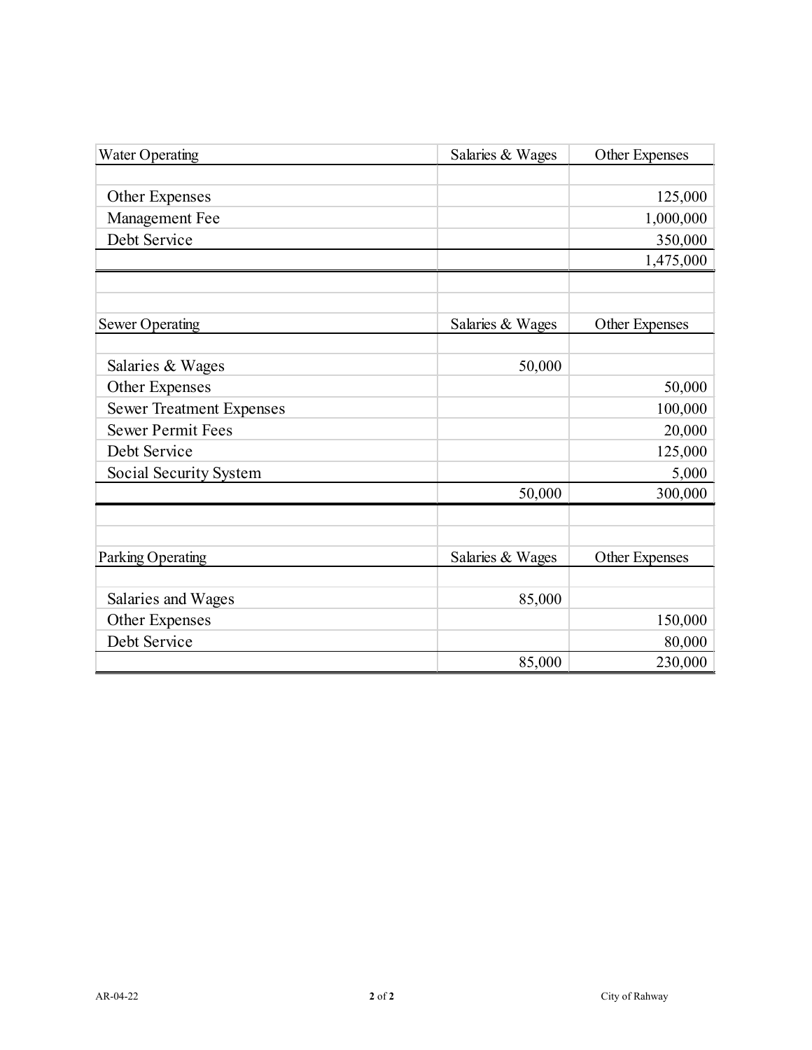| Water Operating | Salaries & Wages | Other Expenses |
|---|---|---|
| | | |
| Other Expenses | | 125,000 |
| Management Fee | | 1,000,000 |
| Debt Service | | 350,000 |
| | | 1,475,000 |

| Sewer Operating | Salaries & Wages | Other Expenses |
|---|---|---|
| | | |
| Salaries & Wages | 50,000 | |
| Other Expenses | | 50,000 |
| Sewer Treatment Expenses | | 100,000 |
| Sewer Permit Fees | | 20,000 |
| Debt Service | | 125,000 |
| Social Security System | | 5,000 |
| | 50,000 | 300,000 |

| Parking Operating | Salaries & Wages | Other Expenses |
|---|---|---|
| | | |
| Salaries and Wages | 85,000 | |
| Other Expenses | | 150,000 |
| Debt Service | | 80,000 |
| | 85,000 | 230,000 |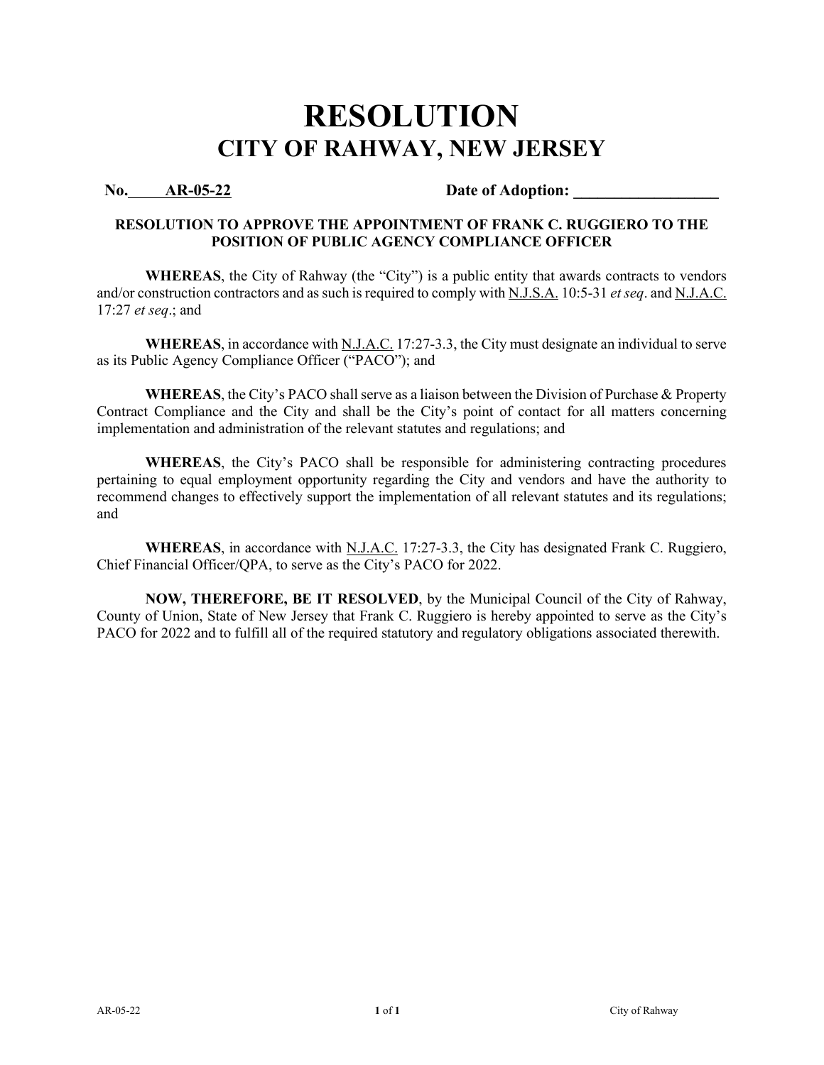# RESOLUTION
## CITY OF RAHWAY, NEW JERSEY

**No. AR-05-22** **Date of Adoption: \_\_\_\_\_\_\_\_\_\_\_\_\_\_\_\_\_\_**

**RESOLUTION TO APPROVE THE APPOINTMENT OF FRANK C. RUGGIERO TO THE POSITION OF PUBLIC AGENCY COMPLIANCE OFFICER**

**WHEREAS**, the City of Rahway (the "City") is a public entity that awards contracts to vendors and/or construction contractors and as such is required to comply with N.J.S.A. 10:5-31 *et seq*. and N.J.A.C. 17:27 *et seq*.; and

**WHEREAS**, in accordance with N.J.A.C. 17:27-3.3, the City must designate an individual to serve as its Public Agency Compliance Officer ("PACO"); and

**WHEREAS**, the City's PACO shall serve as a liaison between the Division of Purchase & Property Contract Compliance and the City and shall be the City's point of contact for all matters concerning implementation and administration of the relevant statutes and regulations; and

**WHEREAS**, the City's PACO shall be responsible for administering contracting procedures pertaining to equal employment opportunity regarding the City and vendors and have the authority to recommend changes to effectively support the implementation of all relevant statutes and its regulations; and

**WHEREAS**, in accordance with N.J.A.C. 17:27-3.3, the City has designated Frank C. Ruggiero, Chief Financial Officer/QPA, to serve as the City's PACO for 2022.

**NOW, THEREFORE, BE IT RESOLVED**, by the Municipal Council of the City of Rahway, County of Union, State of New Jersey that Frank C. Ruggiero is hereby appointed to serve as the City's PACO for 2022 and to fulfill all of the required statutory and regulatory obligations associated therewith.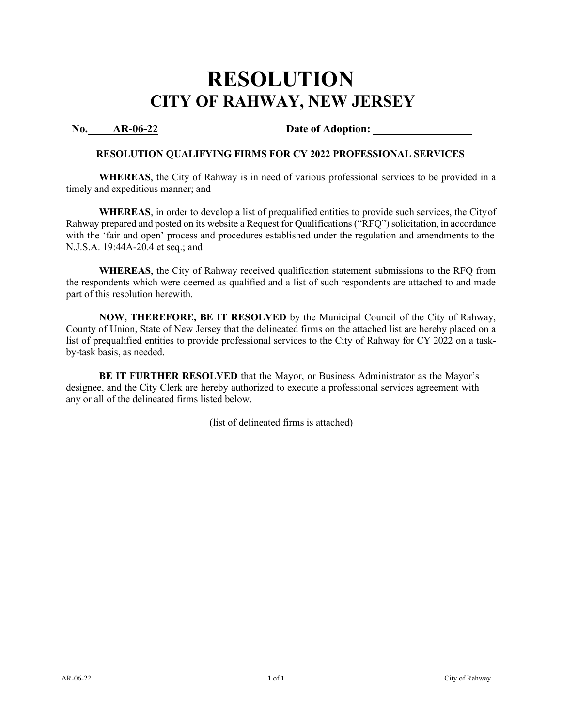# RESOLUTION
## CITY OF RAHWAY, NEW JERSEY

**No. AR-06-22** **Date of Adoption: ________________**

### RESOLUTION QUALIFYING FIRMS FOR CY 2022 PROFESSIONAL SERVICES

**WHEREAS**, the City of Rahway is in need of various professional services to be provided in a timely and expeditious manner; and

**WHEREAS**, in order to develop a list of prequalified entities to provide such services, the City of Rahway prepared and posted on its website a Request for Qualifications ("RFQ") solicitation, in accordance with the 'fair and open' process and procedures established under the regulation and amendments to the N.J.S.A. 19:44A-20.4 et seq.; and

**WHEREAS**, the City of Rahway received qualification statement submissions to the RFQ from the respondents which were deemed as qualified and a list of such respondents are attached to and made part of this resolution herewith.

**NOW, THEREFORE, BE IT RESOLVED** by the Municipal Council of the City of Rahway, County of Union, State of New Jersey that the delineated firms on the attached list are hereby placed on a list of prequalified entities to provide professional services to the City of Rahway for CY 2022 on a task-by-task basis, as needed.

**BE IT FURTHER RESOLVED** that the Mayor, or Business Administrator as the Mayor's designee, and the City Clerk are hereby authorized to execute a professional services agreement with any or all of the delineated firms listed below.

(list of delineated firms is attached)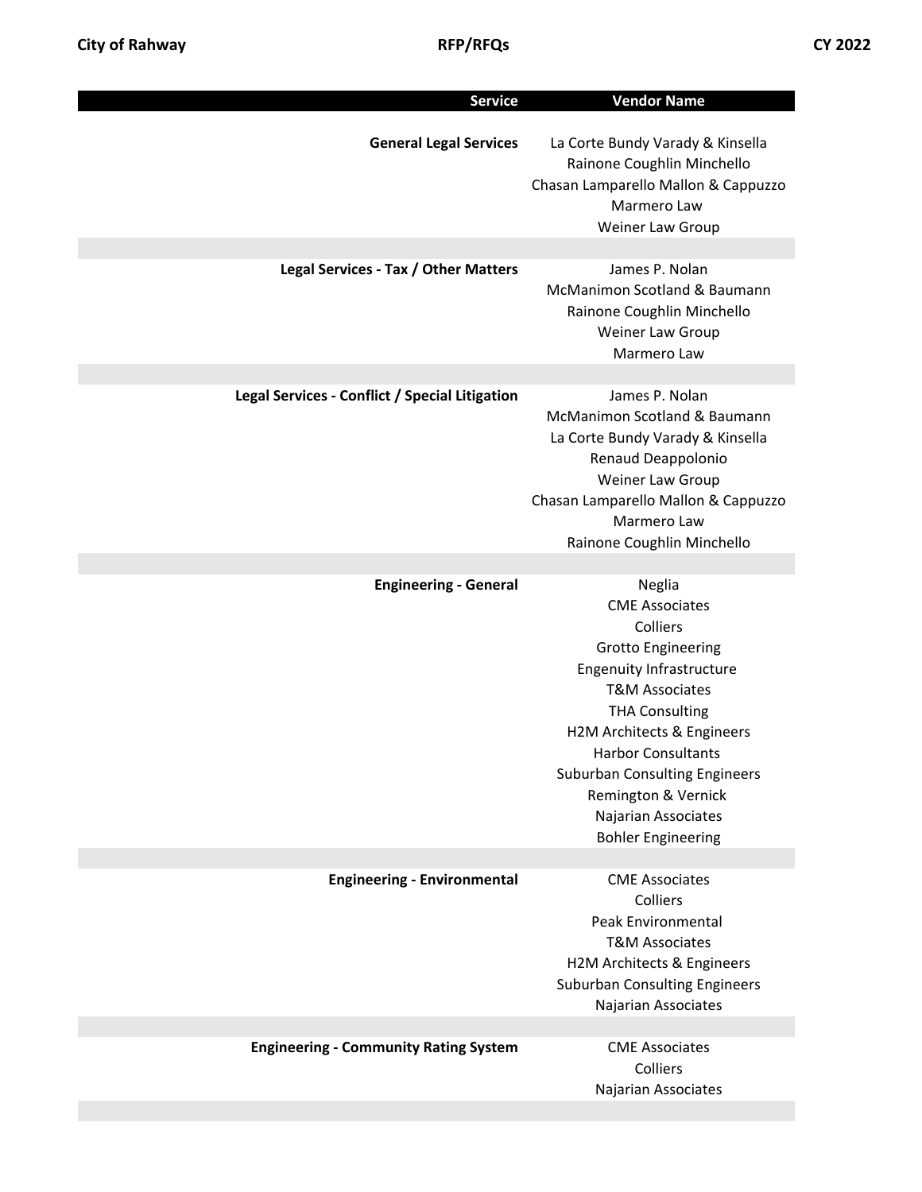| Service | Vendor Name |
|---|---|
| **General Legal Services** | La Corte Bundy Varady & Kinsella |
| | Rainone Coughlin Minchello |
| | Chasan Lamparello Mallon & Cappuzzo |
| | Marmero Law |
| | Weiner Law Group |
| | |
| **Legal Services - Tax / Other Matters** | James P. Nolan |
| | McManimon Scotland & Baumann |
| | Rainone Coughlin Minchello |
| | Weiner Law Group |
| | Marmero Law |
| | |
| **Legal Services - Conflict / Special Litigation** | James P. Nolan |
| | McManimon Scotland & Baumann |
| | La Corte Bundy Varady & Kinsella |
| | Renaud Deappolonio |
| | Weiner Law Group |
| | Chasan Lamparello Mallon & Cappuzzo |
| | Marmero Law |
| | Rainone Coughlin Minchello |
| | |
| **Engineering - General** | Neglia |
| | CME Associates |
| | Colliers |
| | Grotto Engineering |
| | Engenuity Infrastructure |
| | T&M Associates |
| | THA Consulting |
| | H2M Architects & Engineers |
| | Harbor Consultants |
| | Suburban Consulting Engineers |
| | Remington & Vernick |
| | Najarian Associates |
| | Bohler Engineering |
| | |
| **Engineering - Environmental** | CME Associates |
| | Colliers |
| | Peak Environmental |
| | T&M Associates |
| | H2M Architects & Engineers |
| | Suburban Consulting Engineers |
| | Najarian Associates |
| | |
| **Engineering - Community Rating System** | CME Associates |
| | Colliers |
| | Najarian Associates |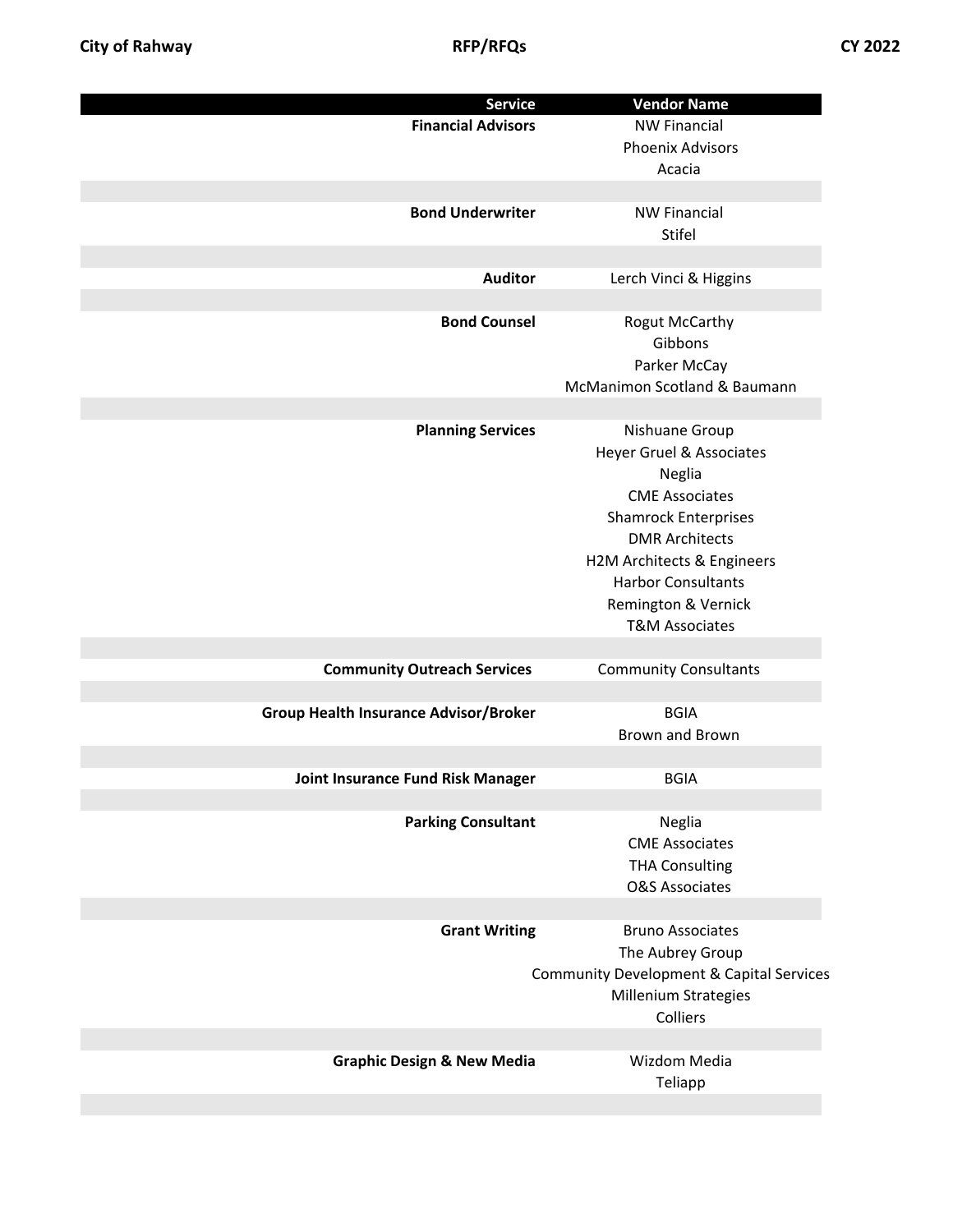| Service | Vendor Name |
|---|---|
| **Financial Advisors** | NW Financial |
| | Phoenix Advisors |
| | Acacia |
| | |
| **Bond Underwriter** | NW Financial |
| | Stifel |
| | |
| **Auditor** | Lerch Vinci & Higgins |
| | |
| **Bond Counsel** | Rogut McCarthy |
| | Gibbons |
| | Parker McCay |
| | McManimon Scotland & Baumann |
| | |
| **Planning Services** | Nishuane Group |
| | Heyer Gruel & Associates |
| | Neglia |
| | CME Associates |
| | Shamrock Enterprises |
| | DMR Architects |
| | H2M Architects & Engineers |
| | Harbor Consultants |
| | Remington & Vernick |
| | T&M Associates |
| | |
| **Community Outreach Services** | Community Consultants |
| | |
| **Group Health Insurance Advisor/Broker** | BGIA |
| | Brown and Brown |
| | |
| **Joint Insurance Fund Risk Manager** | BGIA |
| | |
| **Parking Consultant** | Neglia |
| | CME Associates |
| | THA Consulting |
| | O&S Associates |
| | |
| **Grant Writing** | Bruno Associates |
| | The Aubrey Group |
| | Community Development & Capital Services |
| | Millenium Strategies |
| | Colliers |
| | |
| **Graphic Design & New Media** | Wizdom Media |
| | Teliapp |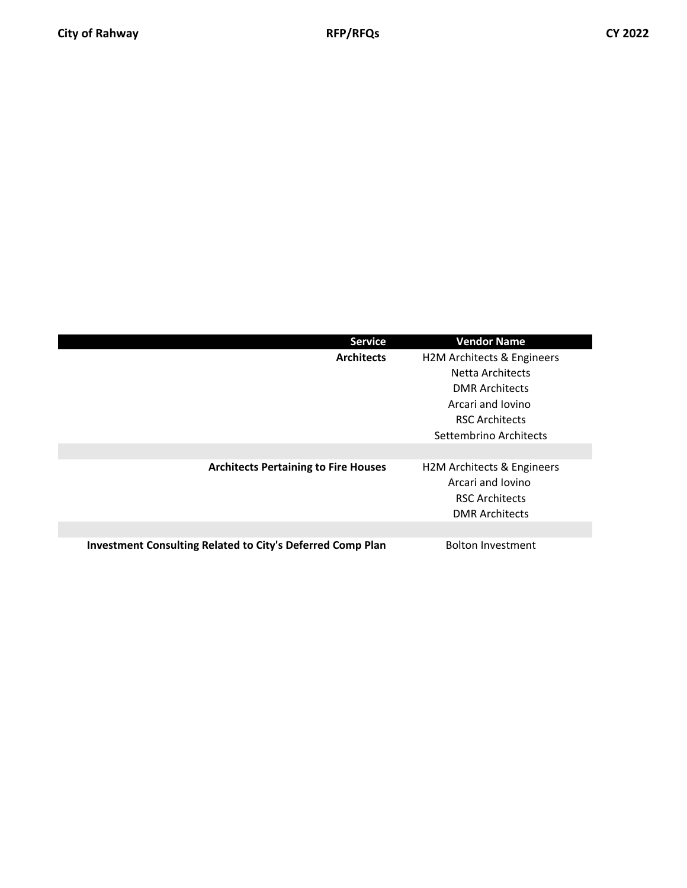| Service | Vendor Name |
|---|---|
| **Architects** | H2M Architects & Engineers |
| | Netta Architects |
| | DMR Architects |
| | Arcari and Iovino |
| | RSC Architects |
| | Settembrino Architects |
| | |
| **Architects Pertaining to Fire Houses** | H2M Architects & Engineers |
| | Arcari and Iovino |
| | RSC Architects |
| | DMR Architects |
| | |
| **Investment Consulting Related to City's Deferred Comp Plan** | Bolton Investment |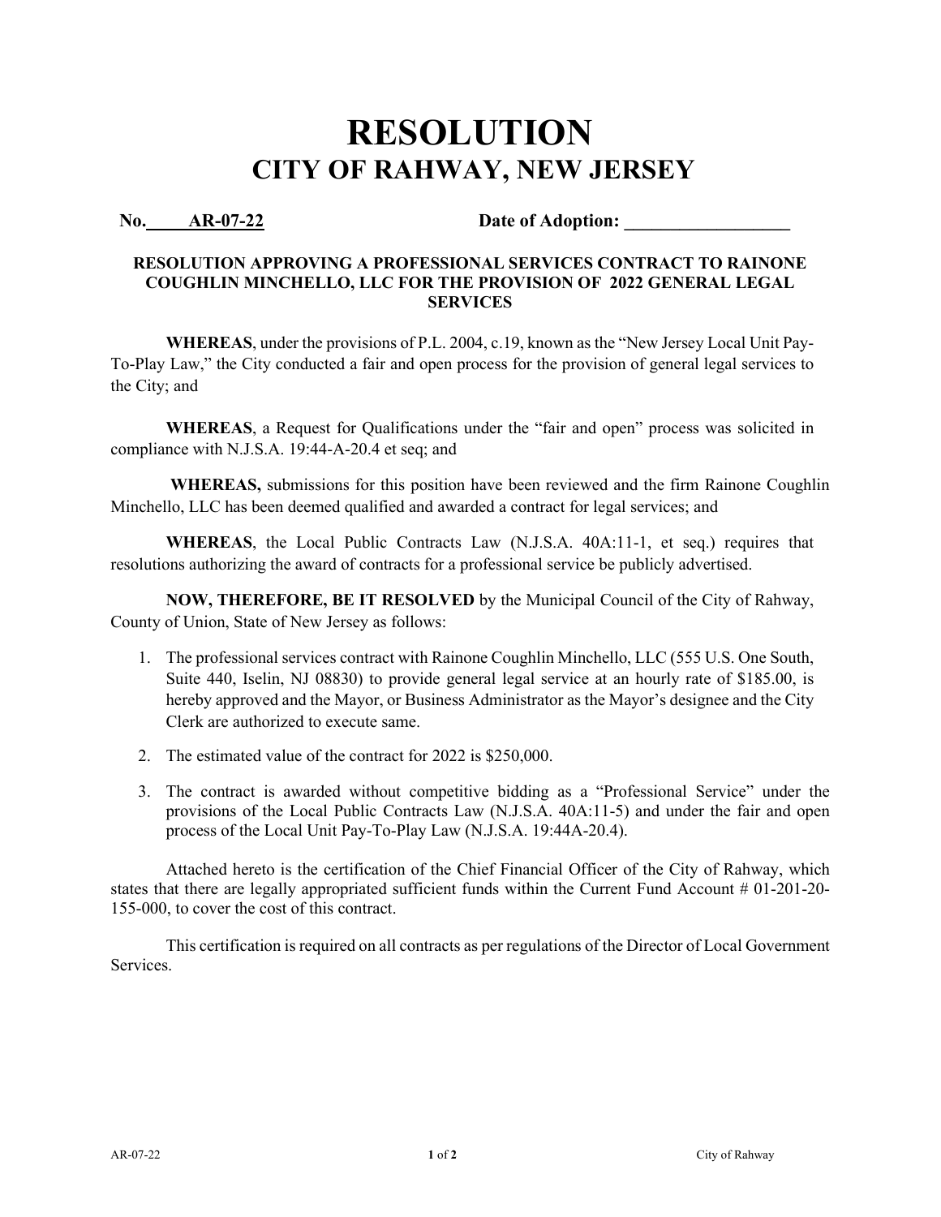# RESOLUTION
## CITY OF RAHWAY, NEW JERSEY

**No. AR-07-22** **Date of Adoption: ___________________**

**RESOLUTION APPROVING A PROFESSIONAL SERVICES CONTRACT TO RAINONE COUGHLIN MINCHELLO, LLC FOR THE PROVISION OF 2022 GENERAL LEGAL SERVICES**

**WHEREAS**, under the provisions of P.L. 2004, c.19, known as the "New Jersey Local Unit Pay-To-Play Law," the City conducted a fair and open process for the provision of general legal services to the City; and

**WHEREAS**, a Request for Qualifications under the "fair and open" process was solicited in compliance with N.J.S.A. 19:44-A-20.4 et seq; and

**WHEREAS,** submissions for this position have been reviewed and the firm Rainone Coughlin Minchello, LLC has been deemed qualified and awarded a contract for legal services; and

**WHEREAS**, the Local Public Contracts Law (N.J.S.A. 40A:11-1, et seq.) requires that resolutions authorizing the award of contracts for a professional service be publicly advertised.

**NOW, THEREFORE, BE IT RESOLVED** by the Municipal Council of the City of Rahway, County of Union, State of New Jersey as follows:

1. The professional services contract with Rainone Coughlin Minchello, LLC (555 U.S. One South, Suite 440, Iselin, NJ 08830) to provide general legal service at an hourly rate of $185.00, is hereby approved and the Mayor, or Business Administrator as the Mayor's designee and the City Clerk are authorized to execute same.
2. The estimated value of the contract for 2022 is $250,000.
3. The contract is awarded without competitive bidding as a "Professional Service" under the provisions of the Local Public Contracts Law (N.J.S.A. 40A:11-5) and under the fair and open process of the Local Unit Pay-To-Play Law (N.J.S.A. 19:44A-20.4).

Attached hereto is the certification of the Chief Financial Officer of the City of Rahway, which states that there are legally appropriated sufficient funds within the Current Fund Account # 01-201-20-155-000, to cover the cost of this contract.

This certification is required on all contracts as per regulations of the Director of Local Government Services.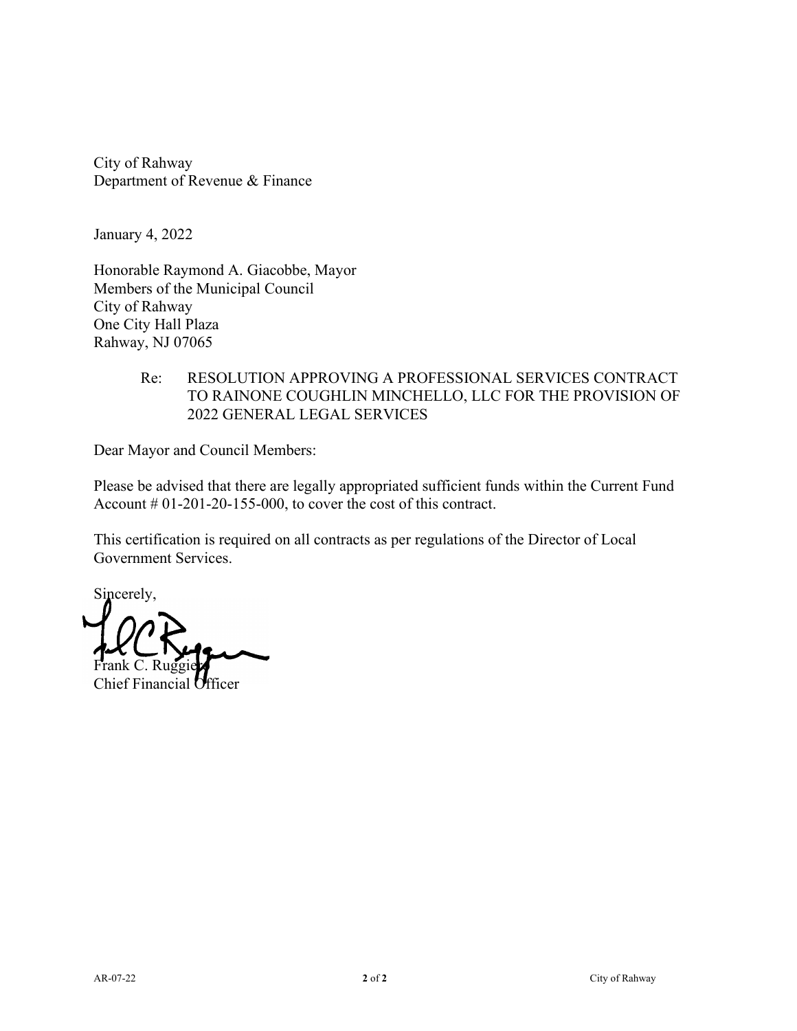City of Rahway
Department of Revenue & Finance

January 4, 2022

Honorable Raymond A. Giacobbe, Mayor
Members of the Municipal Council
City of Rahway
One City Hall Plaza
Rahway, NJ 07065

Re: RESOLUTION APPROVING A PROFESSIONAL SERVICES CONTRACT TO RAINONE COUGHLIN MINCHELLO, LLC FOR THE PROVISION OF 2022 GENERAL LEGAL SERVICES

Dear Mayor and Council Members:

Please be advised that there are legally appropriated sufficient funds within the Current Fund Account # 01-201-20-155-000, to cover the cost of this contract.

This certification is required on all contracts as per regulations of the Director of Local Government Services.

Sincerely,

Frank C. Ruggiero
Chief Financial Officer